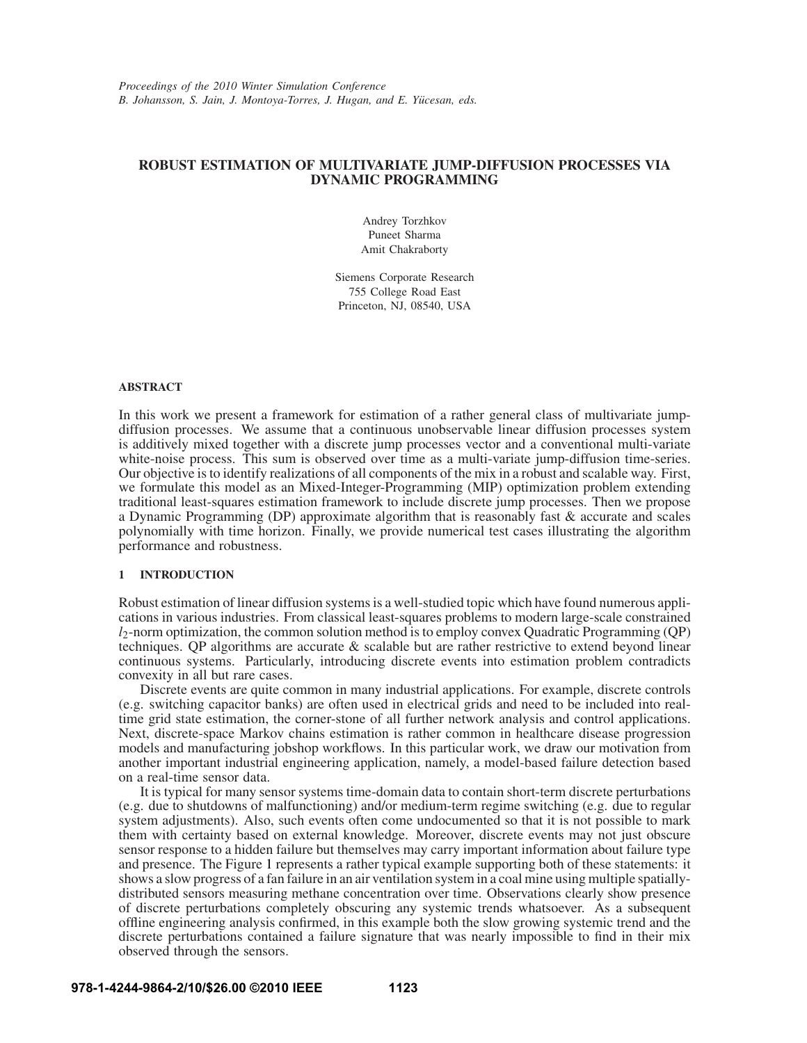*Proceedings of the 2010 Winter Simulation Conference*
*B. Johansson, S. Jain, J. Montoya-Torres, J. Hugan, and E. Yücesan, eds.*

# ROBUST ESTIMATION OF MULTIVARIATE JUMP-DIFFUSION PROCESSES VIA DYNAMIC PROGRAMMING

Andrey Torzhkov
Puneet Sharma
Amit Chakraborty

Siemens Corporate Research
755 College Road East
Princeton, NJ, 08540, USA

## ABSTRACT

In this work we present a framework for estimation of a rather general class of multivariate jump-diffusion processes. We assume that a continuous unobservable linear diffusion processes system is additively mixed together with a discrete jump processes vector and a conventional multi-variate white-noise process. This sum is observed over time as a multi-variate jump-diffusion time-series. Our objective is to identify realizations of all components of the mix in a robust and scalable way. First, we formulate this model as an Mixed-Integer-Programming (MIP) optimization problem extending traditional least-squares estimation framework to include discrete jump processes. Then we propose a Dynamic Programming (DP) approximate algorithm that is reasonably fast & accurate and scales polynomially with time horizon. Finally, we provide numerical test cases illustrating the algorithm performance and robustness.

## 1 INTRODUCTION

Robust estimation of linear diffusion systems is a well-studied topic which have found numerous applications in various industries. From classical least-squares problems to modern large-scale constrained $l_2$-norm optimization, the common solution method is to employ convex Quadratic Programming (QP) techniques. QP algorithms are accurate & scalable but are rather restrictive to extend beyond linear continuous systems. Particularly, introducing discrete events into estimation problem contradicts convexity in all but rare cases.

Discrete events are quite common in many industrial applications. For example, discrete controls (e.g. switching capacitor banks) are often used in electrical grids and need to be included into real-time grid state estimation, the corner-stone of all further network analysis and control applications. Next, discrete-space Markov chains estimation is rather common in healthcare disease progression models and manufacturing jobshop workflows. In this particular work, we draw our motivation from another important industrial engineering application, namely, a model-based failure detection based on a real-time sensor data.

It is typical for many sensor systems time-domain data to contain short-term discrete perturbations (e.g. due to shutdowns of malfunctioning) and/or medium-term regime switching (e.g. due to regular system adjustments). Also, such events often come undocumented so that it is not possible to mark them with certainty based on external knowledge. Moreover, discrete events may not just obscure sensor response to a hidden failure but themselves may carry important information about failure type and presence. The Figure 1 represents a rather typical example supporting both of these statements: it shows a slow progress of a fan failure in an air ventilation system in a coal mine using multiple spatially-distributed sensors measuring methane concentration over time. Observations clearly show presence of discrete perturbations completely obscuring any systemic trends whatsoever. As a subsequent offline engineering analysis confirmed, in this example both the slow growing systemic trend and the discrete perturbations contained a failure signature that was nearly impossible to find in their mix observed through the sensors.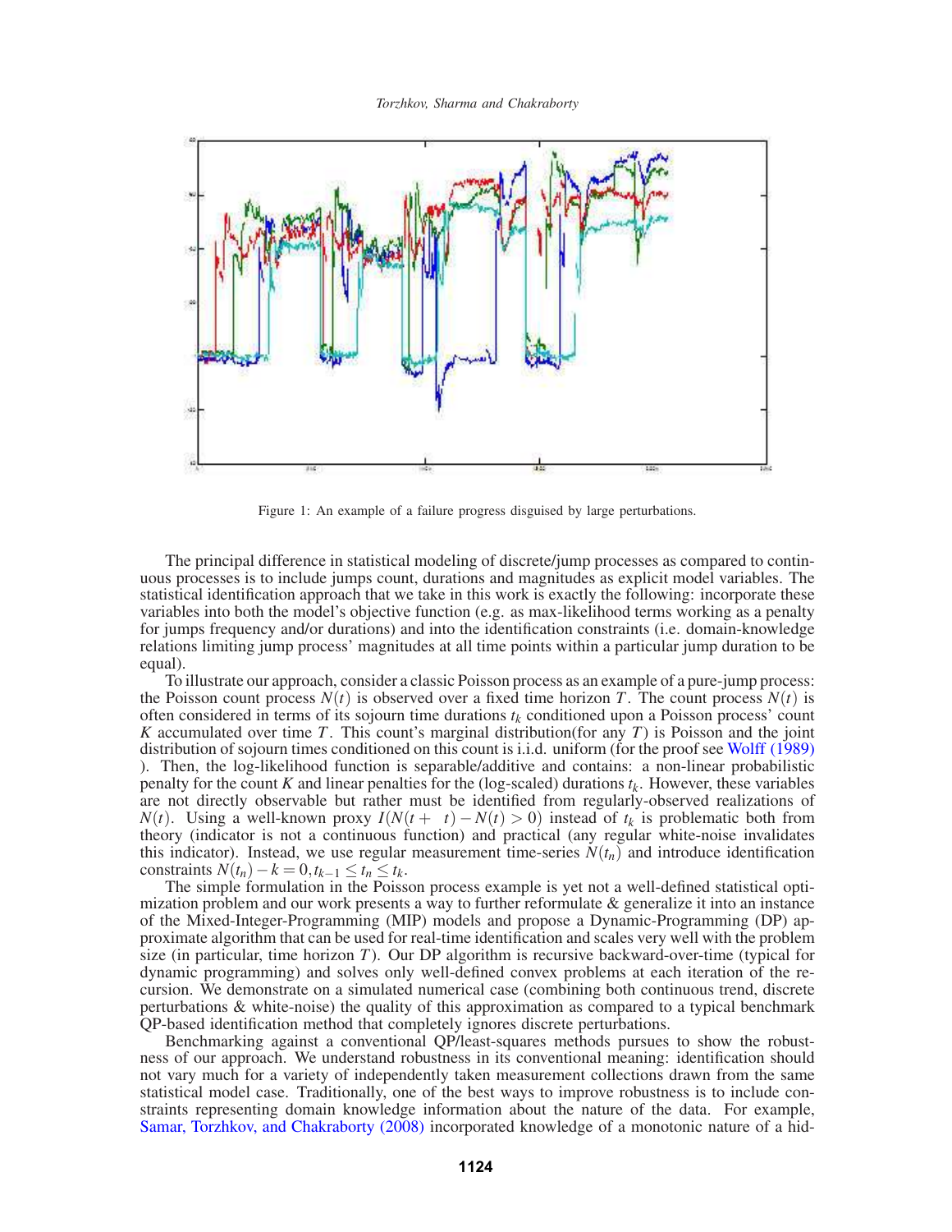Figure 1: An example of a failure progress disguised by large perturbations.

The principal difference in statistical modeling of discrete/jump processes as compared to continuous processes is to include jumps count, durations and magnitudes as explicit model variables. The statistical identification approach that we take in this work is exactly the following: incorporate these variables into both the model's objective function (e.g. as max-likelihood terms working as a penalty for jumps frequency and/or durations) and into the identification constraints (i.e. domain-knowledge relations limiting jump process' magnitudes at all time points within a particular jump duration to be equal).

To illustrate our approach, consider a classic Poisson process as an example of a pure-jump process: the Poisson count process $N(t)$ is observed over a fixed time horizon $T$. The count process $N(t)$ is often considered in terms of its sojourn time durations $t_k$ conditioned upon a Poisson process' count $K$ accumulated over time $T$. This count's marginal distribution(for any $T$) is Poisson and the joint distribution of sojourn times conditioned on this count is i.i.d. uniform (for the proof see Wolff (1989) ). Then, the log-likelihood function is separable/additive and contains: a non-linear probabilistic penalty for the count $K$ and linear penalties for the (log-scaled) durations $t_k$. However, these variables are not directly observable but rather must be identified from regularly-observed realizations of $N(t)$. Using a well-known proxy $I(N(t+\ t)-N(t)>0)$ instead of $t_k$ is problematic both from theory (indicator is not a continuous function) and practical (any regular white-noise invalidates this indicator). Instead, we use regular measurement time-series $N(t_n)$ and introduce identification constraints $N(t_n)-k=0, t_{k-1} \leq t_n \leq t_k$.

The simple formulation in the Poisson process example is yet not a well-defined statistical optimization problem and our work presents a way to further reformulate & generalize it into an instance of the Mixed-Integer-Programming (MIP) models and propose a Dynamic-Programming (DP) approximate algorithm that can be used for real-time identification and scales very well with the problem size (in particular, time horizon $T$). Our DP algorithm is recursive backward-over-time (typical for dynamic programming) and solves only well-defined convex problems at each iteration of the recursion. We demonstrate on a simulated numerical case (combining both continuous trend, discrete perturbations & white-noise) the quality of this approximation as compared to a typical benchmark QP-based identification method that completely ignores discrete perturbations.

Benchmarking against a conventional QP/least-squares methods pursues to show the robustness of our approach. We understand robustness in its conventional meaning: identification should not vary much for a variety of independently taken measurement collections drawn from the same statistical model case. Traditionally, one of the best ways to improve robustness is to include constraints representing domain knowledge information about the nature of the data. For example, Samar, Torzhkov, and Chakraborty (2008) incorporated knowledge of a monotonic nature of a hid-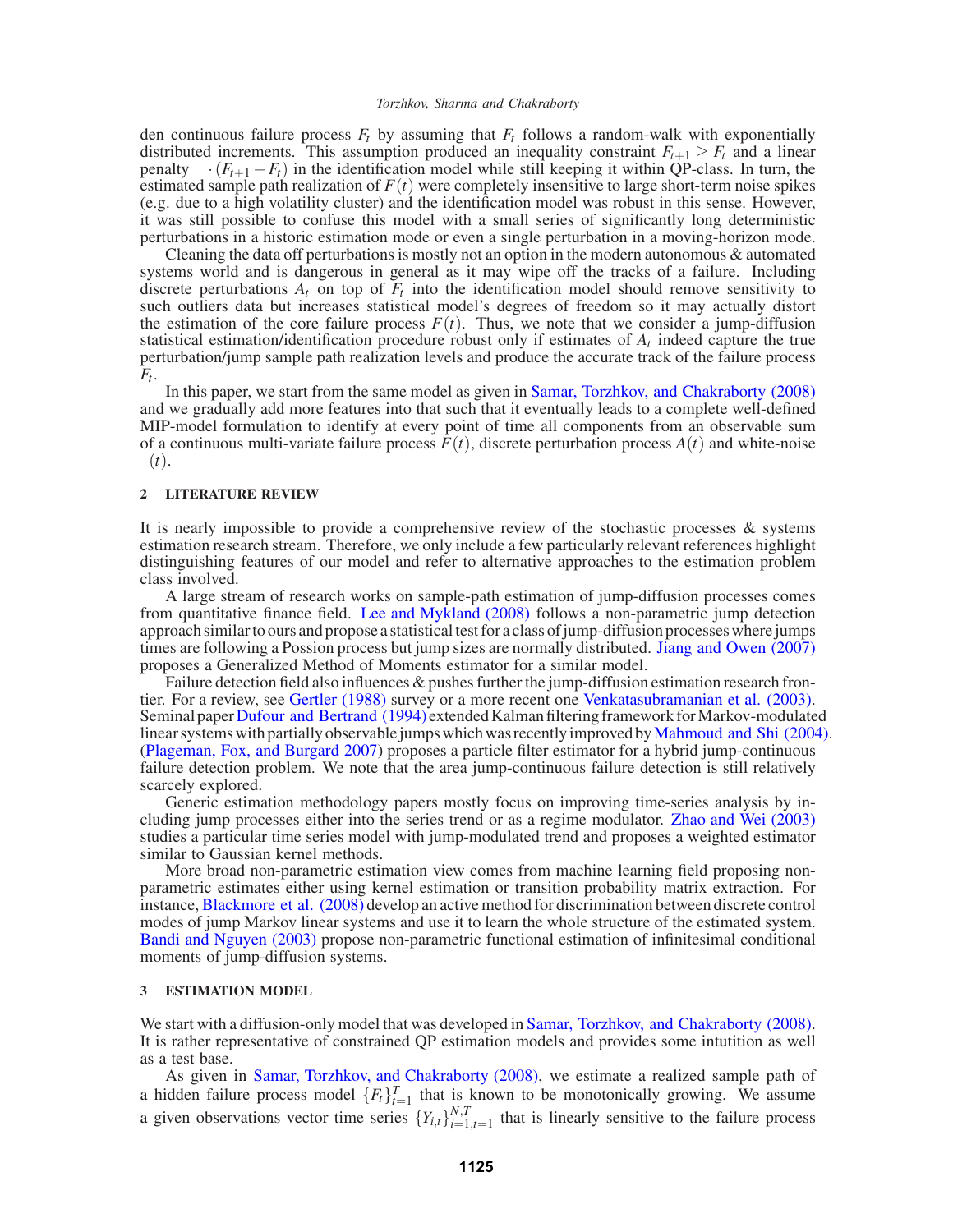den continuous failure process $F_t$ by assuming that $F_t$ follows a random-walk with exponentially distributed increments. This assumption produced an inequality constraint $F_{t+1} \geq F_t$ and a linear penalty $\cdot (F_{t+1} - F_t)$ in the identification model while still keeping it within QP-class. In turn, the estimated sample path realization of $F(t)$ were completely insensitive to large short-term noise spikes (e.g. due to a high volatility cluster) and the identification model was robust in this sense. However, it was still possible to confuse this model with a small series of significantly long deterministic perturbations in a historic estimation mode or even a single perturbation in a moving-horizon mode.

Cleaning the data off perturbations is mostly not an option in the modern autonomous & automated systems world and is dangerous in general as it may wipe off the tracks of a failure. Including discrete perturbations $A_t$ on top of $F_t$ into the identification model should remove sensitivity to such outliers data but increases statistical model's degrees of freedom so it may actually distort the estimation of the core failure process $F(t)$. Thus, we note that we consider a jump-diffusion statistical estimation/identification procedure robust only if estimates of $A_t$ indeed capture the true perturbation/jump sample path realization levels and produce the accurate track of the failure process $F_t$.

In this paper, we start from the same model as given in Samar, Torzhkov, and Chakraborty (2008) and we gradually add more features into that such that it eventually leads to a complete well-defined MIP-model formulation to identify at every point of time all components from an observable sum of a continuous multi-variate failure process $F(t)$, discrete perturbation process $A(t)$ and white-noise $(t)$.

## 2 LITERATURE REVIEW

It is nearly impossible to provide a comprehensive review of the stochastic processes & systems estimation research stream. Therefore, we only include a few particularly relevant references highlight distinguishing features of our model and refer to alternative approaches to the estimation problem class involved.

A large stream of research works on sample-path estimation of jump-diffusion processes comes from quantitative finance field. Lee and Mykland (2008) follows a non-parametric jump detection approach similar to ours and propose a statistical test for a class of jump-diffusion processes where jumps times are following a Possion process but jump sizes are normally distributed. Jiang and Owen (2007) proposes a Generalized Method of Moments estimator for a similar model.

Failure detection field also influences & pushes further the jump-diffusion estimation research frontier. For a review, see Gertler (1988) survey or a more recent one Venkatasubramanian et al. (2003). Seminal paper Dufour and Bertrand (1994) extended Kalman filtering framework for Markov-modulated linear systems with partially observable jumps which was recently improved by Mahmoud and Shi (2004). (Plageman, Fox, and Burgard 2007) proposes a particle filter estimator for a hybrid jump-continuous failure detection problem. We note that the area jump-continuous failure detection is still relatively scarcely explored.

Generic estimation methodology papers mostly focus on improving time-series analysis by including jump processes either into the series trend or as a regime modulator. Zhao and Wei (2003) studies a particular time series model with jump-modulated trend and proposes a weighted estimator similar to Gaussian kernel methods.

More broad non-parametric estimation view comes from machine learning field proposing non-parametric estimates either using kernel estimation or transition probability matrix extraction. For instance, Blackmore et al. (2008) develop an active method for discrimination between discrete control modes of jump Markov linear systems and use it to learn the whole structure of the estimated system. Bandi and Nguyen (2003) propose non-parametric functional estimation of infinitesimal conditional moments of jump-diffusion systems.

## 3 ESTIMATION MODEL

We start with a diffusion-only model that was developed in Samar, Torzhkov, and Chakraborty (2008). It is rather representative of constrained QP estimation models and provides some intutition as well as a test base.

As given in Samar, Torzhkov, and Chakraborty (2008), we estimate a realized sample path of a hidden failure process model $\{F_t\}_{t=1}^{T}$ that is known to be monotonically growing. We assume a given observations vector time series $\{Y_{i,t}\}_{i=1,t=1}^{N,T}$ that is linearly sensitive to the failure process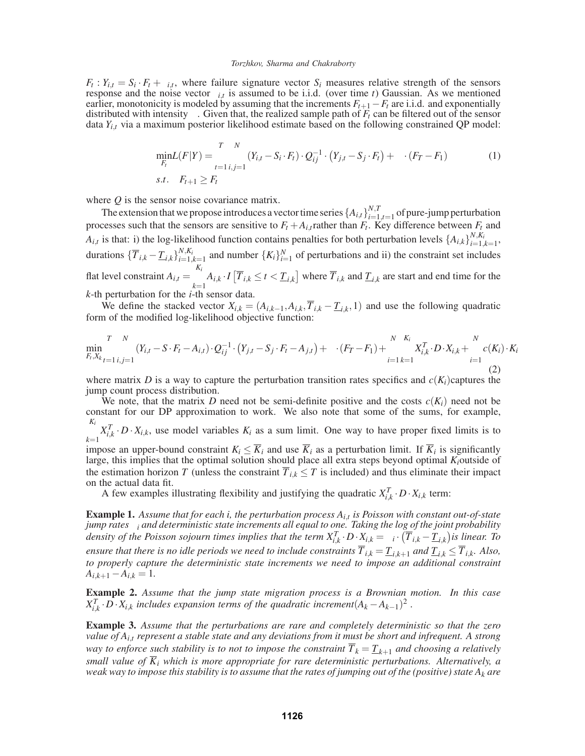$F_t : Y_{i,t} = S_i \cdot F_t + \varepsilon_{i,t}$, where failure signature vector $S_i$ measures relative strength of the sensors response and the noise vector $\varepsilon_{i,t}$ is assumed to be i.i.d. (over time $t$) Gaussian. As we mentioned earlier, monotonicity is modeled by assuming that the increments $F_{t+1} - F_t$ are i.i.d. and exponentially distributed with intensity $\lambda$. Given that, the realized sample path of $F_t$ can be filtered out of the sensor data $Y_{i,t}$ via a maximum posterior likelihood estimate based on the following constrained QP model:

$$
\begin{aligned}
\min_{F_t} L(F|Y) &= \sum_{t=1}^{T} \sum_{i,j=1}^{N} (Y_{i,t} - S_i \cdot F_t) \cdot Q_{ij}^{-1} \cdot \left(Y_{j,t} - S_j \cdot F_t\right) + \lambda \cdot (F_T - F_1) \\
s.t. \quad & F_{t+1} \geq F_t
\end{aligned}
\tag{1}
$$

where $Q$ is the sensor noise covariance matrix.

The extension that we propose introduces a vector time series $\{A_{i,t}\}_{i=1,t=1}^{N,T}$ of pure-jump perturbation processes such that the sensors are sensitive to $F_t + A_{i,t}$ rather than $F_t$. Key difference between $F_t$ and $A_{i,t}$ is that: i) the log-likelihood function contains penalties for both perturbation levels $\{A_{i,k}\}_{i=1,k=1}^{N,K_i}$, durations $\{\overline{T}_{i,k} - \underline{T}_{i,k}\}_{i=1,k=1}^{N,K_i}$ and number $\{K_i\}_{i=1}^{N}$ of perturbations and ii) the constraint set includes flat level constraint $A_{i,t} = \sum_{k=1}^{K_i} A_{i,k} \cdot I\left[\overline{T}_{i,k} \leq t < \underline{T}_{i,k}\right]$ where $\overline{T}_{i,k}$ and $\underline{T}_{i,k}$ are start and end time for the $k$-th perturbation for the $i$-th sensor data.

We define the stacked vector $X_{i,k} = (A_{i,k-1}, A_{i,k}, \overline{T}_{i,k} - \underline{T}_{i,k}, 1)$ and use the following quadratic form of the modified log-likelihood objective function:

$$
\min_{F_t, X_k} \sum_{t=1}^{T} \sum_{i,j=1}^{N} (Y_{i,t} - S \cdot F_t - A_{i,t}) \cdot Q_{ij}^{-1} \cdot \left(Y_{j,t} - S_j \cdot F_t - A_{j,t}\right) + \lambda \cdot (F_T - F_1) + \sum_{i=1}^{N} \sum_{k=1}^{K_i} X_{i,k}^T \cdot D \cdot X_{i,k} + \sum_{i=1}^{N} c(K_i) \cdot K_i
\tag{2}
$$

where matrix $D$ is a way to capture the perturbation transition rates specifics and $c(K_i)$captures the jump count process distribution.

We note, that the matrix $D$ need not be semi-definite positive and the costs $c(K_i)$ need not be constant for our DP approximation to work. We also note that some of the sums, for example, $\sum_{k=1}^{K_i} X_{i,k}^T \cdot D \cdot X_{i,k}$, use model variables $K_i$ as a sum limit. One way to have proper fixed limits is to impose an upper-bound constraint $K_i \leq \overline{K}_i$ and use $\overline{K}_i$ as a perturbation limit. If $\overline{K}_i$ is significantly large, this implies that the optimal solution should place all extra steps beyond optimal $K_i$outside of the estimation horizon $T$ (unless the constraint $\overline{T}_{i,k} \leq T$ is included) and thus eliminate their impact on the actual data fit.

A few examples illustrating flexibility and justifying the quadratic $X_{i,k}^T \cdot D \cdot X_{i,k}$ term:

**Example 1.** *Assume that for each i, the perturbation process $A_{i,t}$ is Poisson with constant out-of-state jump rates $\lambda_i$ and deterministic state increments all equal to one. Taking the log of the joint probability density of the Poisson sojourn times implies that the term $X_{i,k}^T \cdot D \cdot X_{i,k} = \lambda_i \cdot \left(\overline{T}_{i,k} - \underline{T}_{i,k}\right)$is linear. To ensure that there is no idle periods we need to include constraints $\overline{T}_{i,k} = \underline{T}_{i,k+1}$ and $\underline{T}_{i,k} \leq \overline{T}_{i,k}$. Also, to properly capture the deterministic state increments we need to impose an additional constraint $A_{i,k+1} - A_{i,k} = 1$.*

**Example 2.** *Assume that the jump state migration process is a Brownian motion. In this case $X_{i,k}^T \cdot D \cdot X_{i,k}$ includes expansion terms of the quadratic increment$(A_k - A_{k-1})^2$ .*

**Example 3.** *Assume that the perturbations are rare and completely deterministic so that the zero value of $A_{i,t}$ represent a stable state and any deviations from it must be short and infrequent. A strong way to enforce such stability is to not to impose the constraint $\overline{T}_k = \underline{T}_{k+1}$ and choosing a relatively small value of $\overline{K}_i$ which is more appropriate for rare deterministic perturbations. Alternatively, a weak way to impose this stability is to assume that the rates of jumping out of the (positive) state $A_k$ are*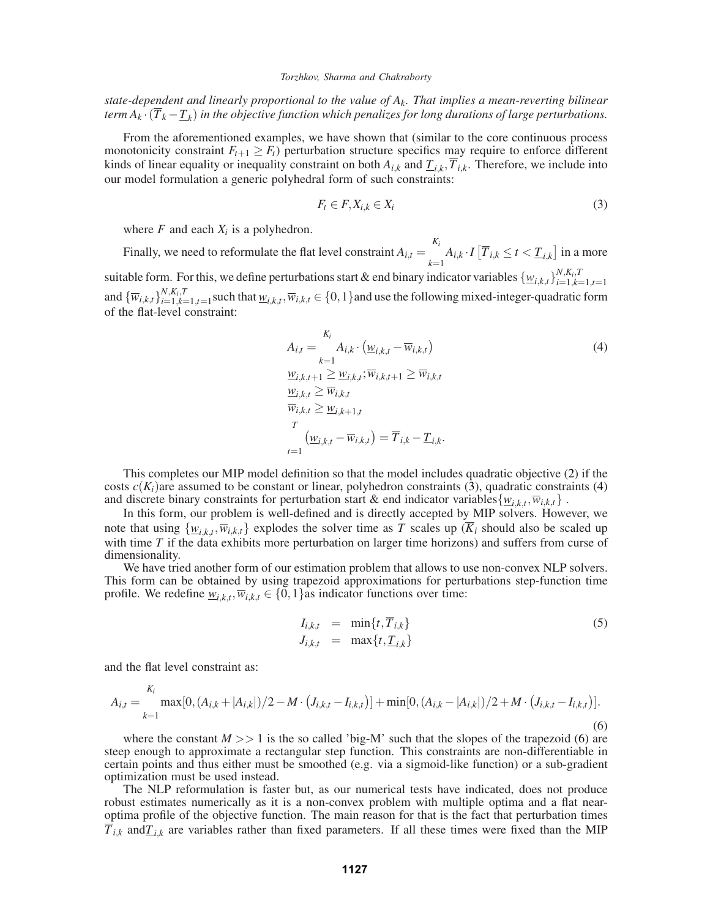*state-dependent and linearly proportional to the value of $A_k$. That implies a mean-reverting bilinear term $A_k \cdot (\overline{T}_k - \underline{T}_k)$ in the objective function which penalizes for long durations of large perturbations.*

From the aforementioned examples, we have shown that (similar to the core continuous process monotonicity constraint $F_{t+1} \geq F_t$) perturbation structure specifics may require to enforce different kinds of linear equality or inequality constraint on both $A_{i,k}$ and $\underline{T}_{i,k}, \overline{T}_{i,k}$. Therefore, we include into our model formulation a generic polyhedral form of such constraints:

$$F_t \in F, X_{i,k} \in X_i \tag{3}$$

where $F$ and each $X_i$ is a polyhedron.

Finally, we need to reformulate the flat level constraint $A_{i,t} = \sum_{k=1}^{K_i} A_{i,k} \cdot I\left[\overline{T}_{i,k} \leq t < \underline{T}_{i,k}\right]$ in a more suitable form. For this, we define perturbations start & end binary indicator variables $\{\underline{w}_{i,k,t}\}_{i=1,k=1,t=1}^{N,K_i,T}$ and $\{\overline{w}_{i,k,t}\}_{i=1,k=1,t=1}^{N,K_i,T}$ such that $\underline{w}_{i,k,t}, \overline{w}_{i,k,t} \in \{0,1\}$ and use the following mixed-integer-quadratic form of the flat-level constraint:

$$\begin{aligned}
&A_{i,t} = \sum_{k=1}^{K_i} A_{i,k} \cdot \left(\underline{w}_{i,k,t} - \overline{w}_{i,k,t}\right) \\
&\underline{w}_{i,k,t+1} \geq \underline{w}_{i,k,t}; \overline{w}_{i,k,t+1} \geq \overline{w}_{i,k,t} \\
&\underline{w}_{i,k,t} \geq \overline{w}_{i,k,t} \\
&\overline{w}_{i,k,t} \geq \underline{w}_{i,k+1,t} \\
&\sum_{t=1}^{T} \left(\underline{w}_{i,k,t} - \overline{w}_{i,k,t}\right) = \overline{T}_{i,k} - \underline{T}_{i,k}.
\end{aligned} \tag{4}$$

This completes our MIP model definition so that the model includes quadratic objective (2) if the costs $c(K_i)$ are assumed to be constant or linear, polyhedron constraints (3), quadratic constraints (4) and discrete binary constraints for perturbation start & end indicator variables $\{\underline{w}_{i,k,t}, \overline{w}_{i,k,t}\}$.

In this form, our problem is well-defined and is directly accepted by MIP solvers. However, we note that using $\{\underline{w}_{i,k,t}, \overline{w}_{i,k,t}\}$ explodes the solver time as $T$ scales up ($\overline{K}_i$ should also be scaled up with time $T$ if the data exhibits more perturbation on larger time horizons) and suffers from curse of dimensionality.

We have tried another form of our estimation problem that allows to use non-convex NLP solvers. This form can be obtained by using trapezoid approximations for perturbations step-function time profile. We redefine $\underline{w}_{i,k,t}, \overline{w}_{i,k,t} \in \{0,1\}$ as indicator functions over time:

$$\begin{aligned}
I_{i,k,t} &= \min\{t, \overline{T}_{i,k}\} \\
J_{i,k,t} &= \max\{t, \underline{T}_{i,k}\}
\end{aligned} \tag{5}$$

and the flat level constraint as:

$$A_{i,t} = \sum_{k=1}^{K_i} \max[0, (A_{i,k} + |A_{i,k}|)/2 - M \cdot \left(J_{i,k,t} - I_{i,k,t}\right)] + \min[0, (A_{i,k} - |A_{i,k}|)/2 + M \cdot \left(J_{i,k,t} - I_{i,k,t}\right)]. \tag{6}$$

where the constant $M >> 1$ is the so called 'big-M' such that the slopes of the trapezoid (6) are steep enough to approximate a rectangular step function. This constraints are non-differentiable in certain points and thus either must be smoothed (e.g. via a sigmoid-like function) or a sub-gradient optimization must be used instead.

The NLP reformulation is faster but, as our numerical tests have indicated, does not produce robust estimates numerically as it is a non-convex problem with multiple optima and a flat near-optima profile of the objective function. The main reason for that is the fact that perturbation times $\overline{T}_{i,k}$ and $\underline{T}_{i,k}$ are variables rather than fixed parameters. If all these times were fixed than the MIP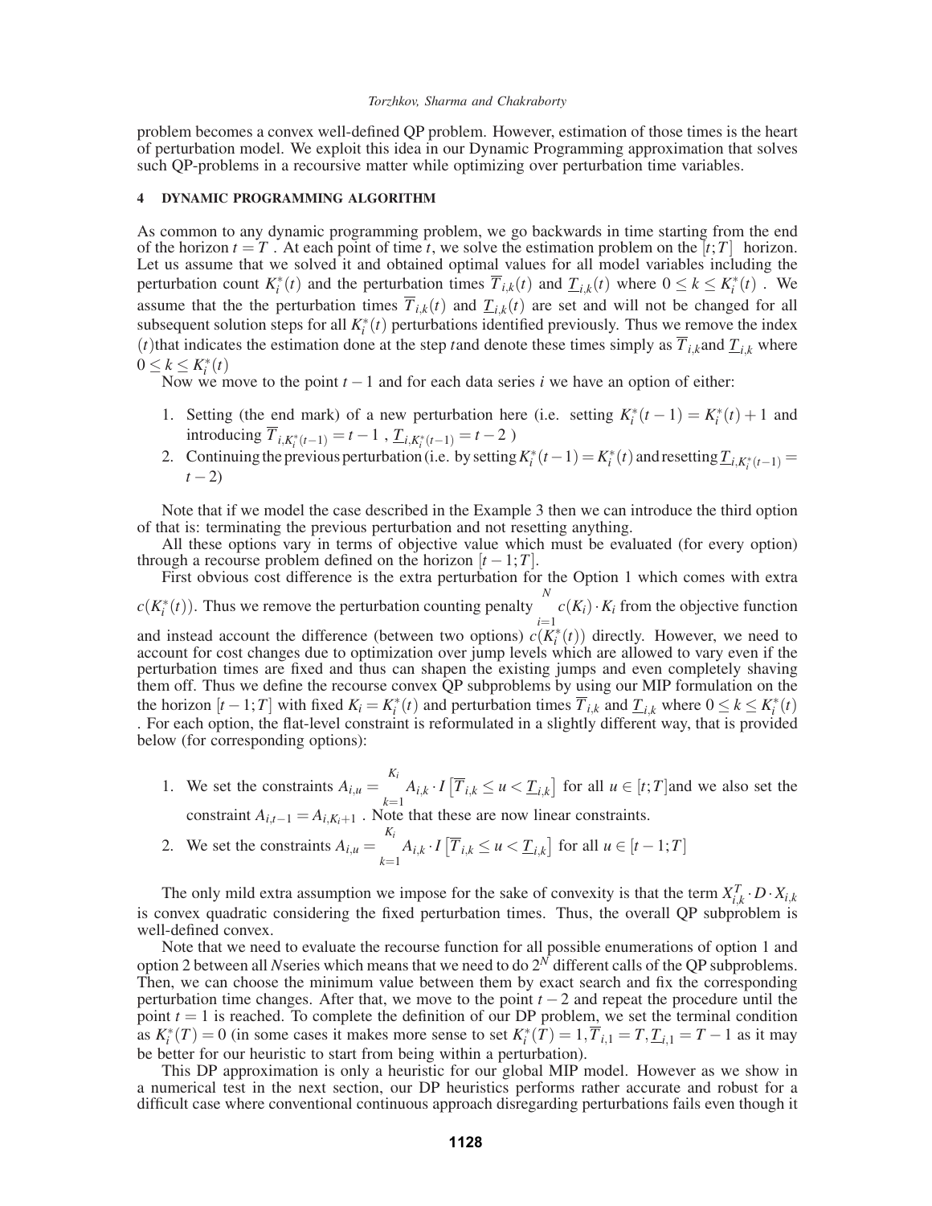problem becomes a convex well-defined QP problem. However, estimation of those times is the heart of perturbation model. We exploit this idea in our Dynamic Programming approximation that solves such QP-problems in a recoursive matter while optimizing over perturbation time variables.

## 4 DYNAMIC PROGRAMMING ALGORITHM

As common to any dynamic programming problem, we go backwards in time starting from the end of the horizon $t = T$ . At each point of time $t$, we solve the estimation problem on the $[t;T]$ horizon. Let us assume that we solved it and obtained optimal values for all model variables including the perturbation count $K_i^*(t)$ and the perturbation times $\overline{T}_{i,k}(t)$ and $\underline{T}_{i,k}(t)$ where $0 \leq k \leq K_i^*(t)$ . We assume that the the perturbation times $\overline{T}_{i,k}(t)$ and $\underline{T}_{i,k}(t)$ are set and will not be changed for all subsequent solution steps for all $K_i^*(t)$ perturbations identified previously. Thus we remove the index $(t)$that indicates the estimation done at the step $t$and denote these times simply as $\overline{T}_{i,k}$and $\underline{T}_{i,k}$ where $0 \leq k \leq K_i^*(t)$

Now we move to the point $t-1$ and for each data series $i$ we have an option of either:

1. Setting (the end mark) of a new perturbation here (i.e. setting $K_i^*(t-1) = K_i^*(t)+1$ and introducing $\overline{T}_{i,K_i^*(t-1)} = t-1$ , $\underline{T}_{i,K_i^*(t-1)} = t-2$ )
2. Continuing the previous perturbation (i.e. by setting $K_i^*(t-1) = K_i^*(t)$ and resetting $\underline{T}_{i,K_i^*(t-1)} = t-2$)

Note that if we model the case described in the Example 3 then we can introduce the third option of that is: terminating the previous perturbation and not resetting anything.

All these options vary in terms of objective value which must be evaluated (for every option) through a recourse problem defined on the horizon $[t-1;T]$.

First obvious cost difference is the extra perturbation for the Option 1 which comes with extra $c(K_i^*(t))$. Thus we remove the perturbation counting penalty $\sum_{i=1}^{N} c(K_i) \cdot K_i$ from the objective function and instead account the difference (between two options) $c(K_i^*(t))$ directly. However, we need to account for cost changes due to optimization over jump levels which are allowed to vary even if the perturbation times are fixed and thus can shapen the existing jumps and even completely shaving them off. Thus we define the recourse convex QP subproblems by using our MIP formulation on the the horizon $[t-1;T]$ with fixed $K_i = K_i^*(t)$ and perturbation times $\overline{T}_{i,k}$ and $\underline{T}_{i,k}$ where $0 \leq k \leq K_i^*(t)$ . For each option, the flat-level constraint is reformulated in a slightly different way, that is provided below (for corresponding options):

1. We set the constraints $A_{i,u} = \sum_{k=1}^{K_i} A_{i,k} \cdot I\left[\overline{T}_{i,k} \leq u < \underline{T}_{i,k}\right]$ for all $u \in [t;T]$and we also set the constraint $A_{i,t-1} = A_{i,K_i+1}$ . Note that these are now linear constraints.
2. We set the constraints $A_{i,u} = \sum_{k=1}^{K_i} A_{i,k} \cdot I\left[\overline{T}_{i,k} \leq u < \underline{T}_{i,k}\right]$ for all $u \in [t-1;T]$

The only mild extra assumption we impose for the sake of convexity is that the term $X_{i,k}^T \cdot D \cdot X_{i,k}$ is convex quadratic considering the fixed perturbation times. Thus, the overall QP subproblem is well-defined convex.

Note that we need to evaluate the recourse function for all possible enumerations of option 1 and option 2 between all $N$series which means that we need to do $2^N$ different calls of the QP subproblems. Then, we can choose the minimum value between them by exact search and fix the corresponding perturbation time changes. After that, we move to the point $t-2$ and repeat the procedure until the point $t = 1$ is reached. To complete the definition of our DP problem, we set the terminal condition as $K_i^*(T) = 0$ (in some cases it makes more sense to set $K_i^*(T) = 1, \overline{T}_{i,1} = T, \underline{T}_{i,1} = T-1$ as it may be better for our heuristic to start from being within a perturbation).

This DP approximation is only a heuristic for our global MIP model. However as we show in a numerical test in the next section, our DP heuristics performs rather accurate and robust for a difficult case where conventional continuous approach disregarding perturbations fails even though it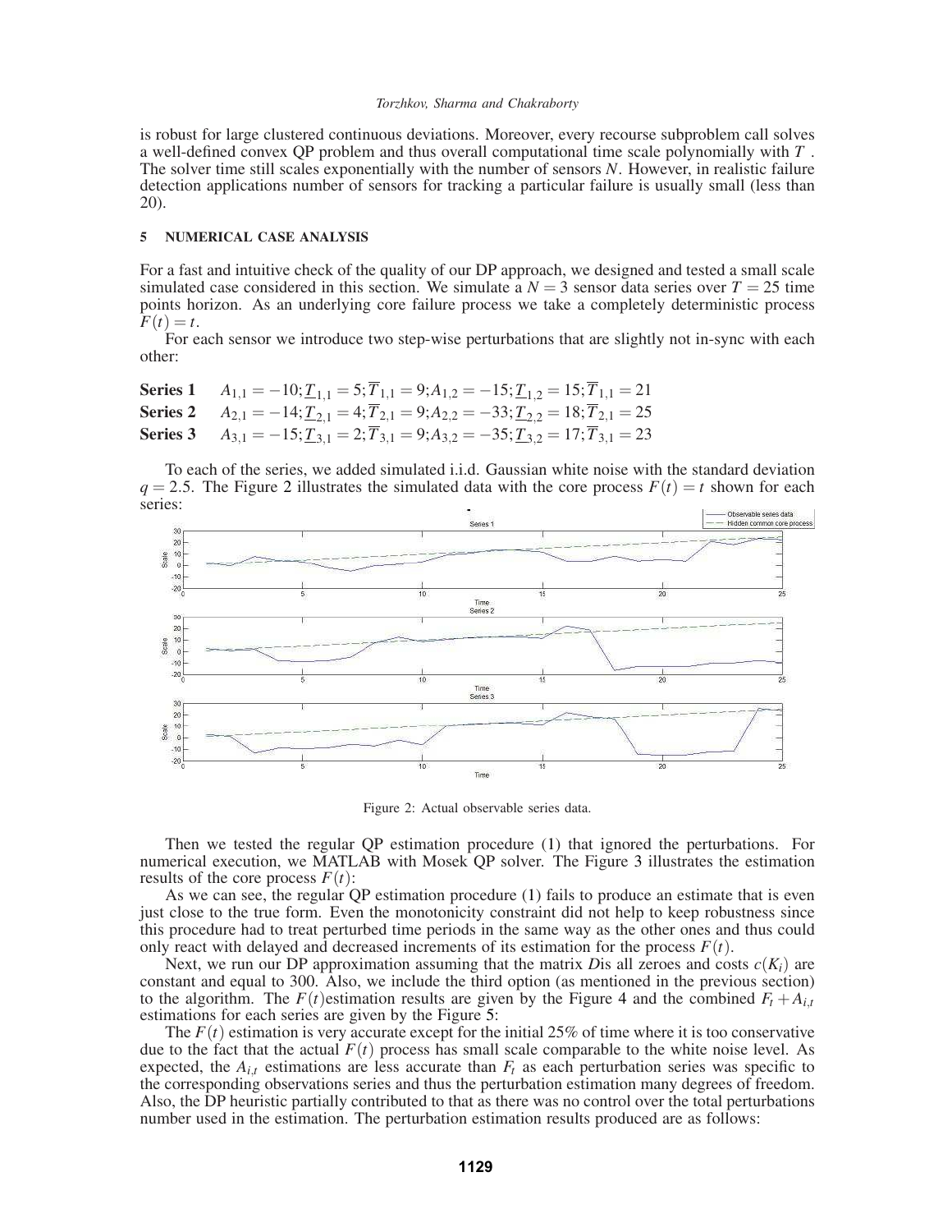is robust for large clustered continuous deviations. Moreover, every recourse subproblem call solves a well-defined convex QP problem and thus overall computational time scale polynomially with $T$. The solver time still scales exponentially with the number of sensors $N$. However, in realistic failure detection applications number of sensors for tracking a particular failure is usually small (less than 20).

## 5 NUMERICAL CASE ANALYSIS

For a fast and intuitive check of the quality of our DP approach, we designed and tested a small scale simulated case considered in this section. We simulate a $N = 3$ sensor data series over $T = 25$ time points horizon. As an underlying core failure process we take a completely deterministic process $F(t) = t$.

For each sensor we introduce two step-wise perturbations that are slightly not in-sync with each other:

**Series 1** $A_{1,1} = -10; \underline{T}_{1,1} = 5; \overline{T}_{1,1} = 9; A_{1,2} = -15; \underline{T}_{1,2} = 15; \overline{T}_{1,1} = 21$

**Series 2** $A_{2,1} = -14; \underline{T}_{2,1} = 4; \overline{T}_{2,1} = 9; A_{2,2} = -33; \underline{T}_{2,2} = 18; \overline{T}_{2,1} = 25$

**Series 3** $A_{3,1} = -15; \underline{T}_{3,1} = 2; \overline{T}_{3,1} = 9; A_{3,2} = -35; \underline{T}_{3,2} = 17; \overline{T}_{3,1} = 23$

To each of the series, we added simulated i.i.d. Gaussian white noise with the standard deviation $q = 2.5$. The Figure 2 illustrates the simulated data with the core process $F(t) = t$ shown for each series:

Figure 2: Actual observable series data.

Then we tested the regular QP estimation procedure (1) that ignored the perturbations. For numerical execution, we MATLAB with Mosek QP solver. The Figure 3 illustrates the estimation results of the core process $F(t)$:

As we can see, the regular QP estimation procedure (1) fails to produce an estimate that is even just close to the true form. Even the monotonicity constraint did not help to keep robustness since this procedure had to treat perturbed time periods in the same way as the other ones and thus could only react with delayed and decreased increments of its estimation for the process $F(t)$.

Next, we run our DP approximation assuming that the matrix $D$is all zeroes and costs $c(K_i)$ are constant and equal to 300. Also, we include the third option (as mentioned in the previous section) to the algorithm. The $F(t)$estimation results are given by the Figure 4 and the combined $F_t + A_{i,t}$ estimations for each series are given by the Figure 5:

The $F(t)$ estimation is very accurate except for the initial 25% of time where it is too conservative due to the fact that the actual $F(t)$ process has small scale comparable to the white noise level. As expected, the $A_{i,t}$ estimations are less accurate than $F_t$ as each perturbation series was specific to the corresponding observations series and thus the perturbation estimation many degrees of freedom. Also, the DP heuristic partially contributed to that as there was no control over the total perturbations number used in the estimation. The perturbation estimation results produced are as follows: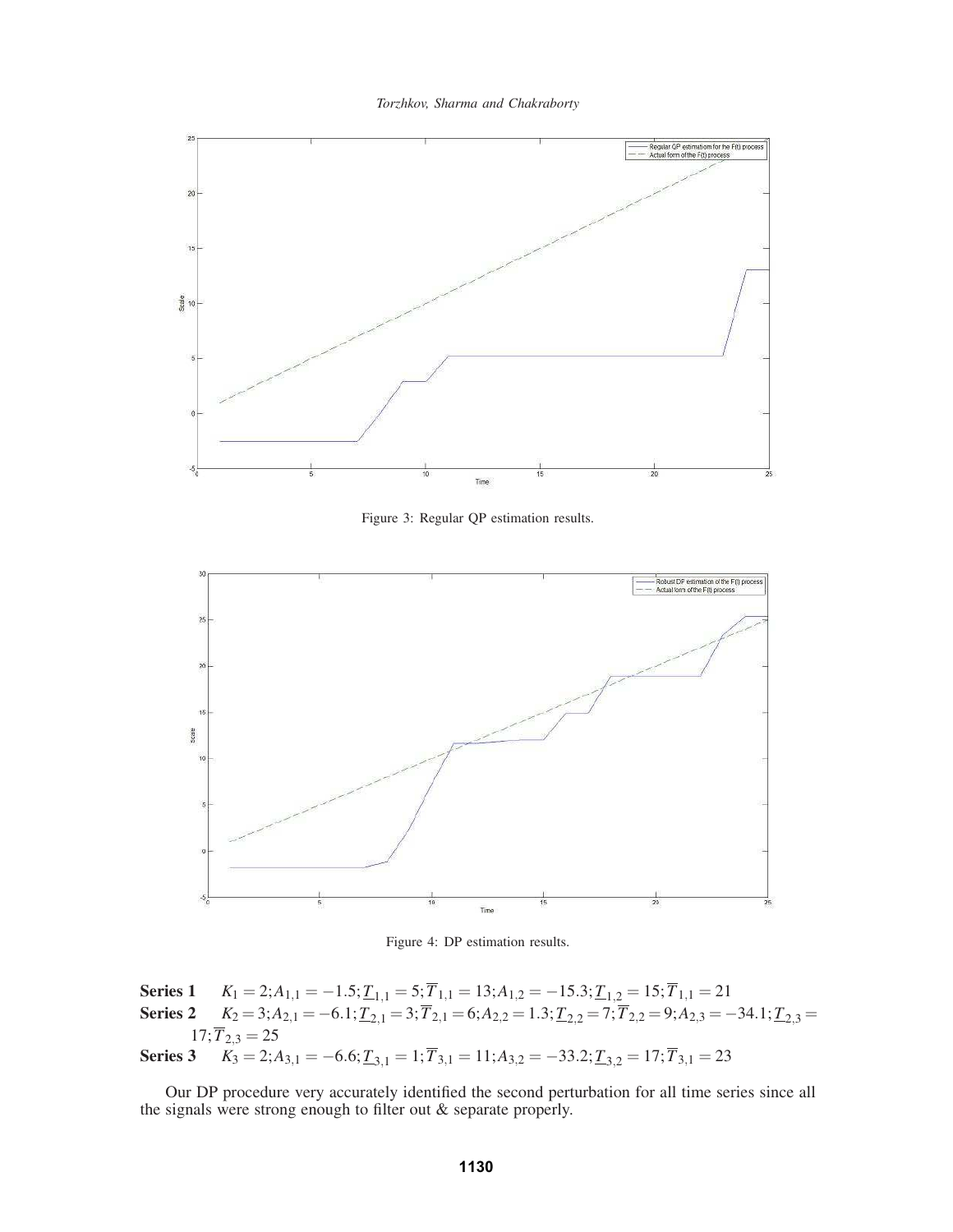Figure 3: Regular QP estimation results.

Figure 4: DP estimation results.

**Series 1** $K_1 = 2; A_{1,1} = -1.5; \underline{T}_{1,1} = 5; \overline{T}_{1,1} = 13; A_{1,2} = -15.3; \underline{T}_{1,2} = 15; \overline{T}_{1,1} = 21$

**Series 2** $K_2 = 3; A_{2,1} = -6.1; \underline{T}_{2,1} = 3; \overline{T}_{2,1} = 6; A_{2,2} = 1.3; \underline{T}_{2,2} = 7; \overline{T}_{2,2} = 9; A_{2,3} = -34.1; \underline{T}_{2,3} = 17; \overline{T}_{2,3} = 25$

**Series 3** $K_3 = 2; A_{3,1} = -6.6; \underline{T}_{3,1} = 1; \overline{T}_{3,1} = 11; A_{3,2} = -33.2; \underline{T}_{3,2} = 17; \overline{T}_{3,1} = 23$

Our DP procedure very accurately identified the second perturbation for all time series since all the signals were strong enough to filter out & separate properly.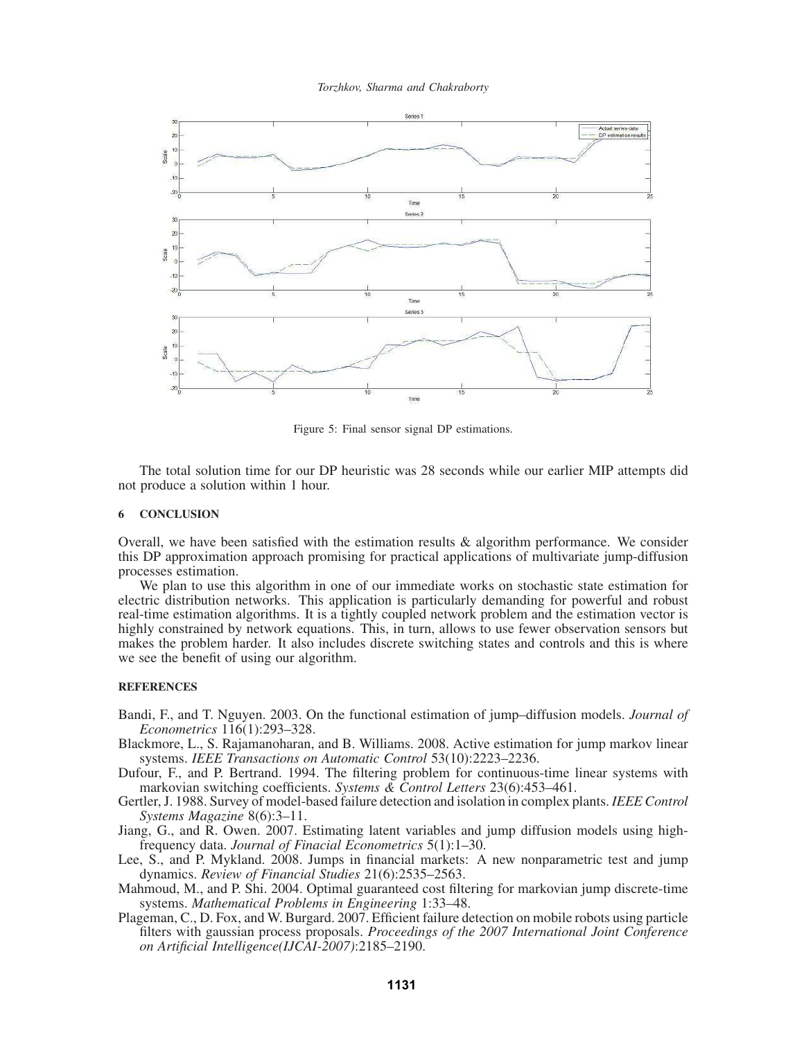Figure 5: Final sensor signal DP estimations.

The total solution time for our DP heuristic was 28 seconds while our earlier MIP attempts did not produce a solution within 1 hour.

## 6 CONCLUSION

Overall, we have been satisfied with the estimation results & algorithm performance. We consider this DP approximation approach promising for practical applications of multivariate jump-diffusion processes estimation.

We plan to use this algorithm in one of our immediate works on stochastic state estimation for electric distribution networks. This application is particularly demanding for powerful and robust real-time estimation algorithms. It is a tightly coupled network problem and the estimation vector is highly constrained by network equations. This, in turn, allows to use fewer observation sensors but makes the problem harder. It also includes discrete switching states and controls and this is where we see the benefit of using our algorithm.

## REFERENCES

Bandi, F., and T. Nguyen. 2003. On the functional estimation of jump–diffusion models. *Journal of Econometrics* 116(1):293–328.

Blackmore, L., S. Rajamanoharan, and B. Williams. 2008. Active estimation for jump markov linear systems. *IEEE Transactions on Automatic Control* 53(10):2223–2236.

Dufour, F., and P. Bertrand. 1994. The filtering problem for continuous-time linear systems with markovian switching coefficients. *Systems & Control Letters* 23(6):453–461.

Gertler, J. 1988. Survey of model-based failure detection and isolation in complex plants. *IEEE Control Systems Magazine* 8(6):3–11.

Jiang, G., and R. Owen. 2007. Estimating latent variables and jump diffusion models using high-frequency data. *Journal of Finacial Econometrics* 5(1):1–30.

Lee, S., and P. Mykland. 2008. Jumps in financial markets: A new nonparametric test and jump dynamics. *Review of Financial Studies* 21(6):2535–2563.

Mahmoud, M., and P. Shi. 2004. Optimal guaranteed cost filtering for markovian jump discrete-time systems. *Mathematical Problems in Engineering* 1:33–48.

Plageman, C., D. Fox, and W. Burgard. 2007. Efficient failure detection on mobile robots using particle filters with gaussian process proposals. *Proceedings of the 2007 International Joint Conference on Artificial Intelligence(IJCAI-2007)*:2185–2190.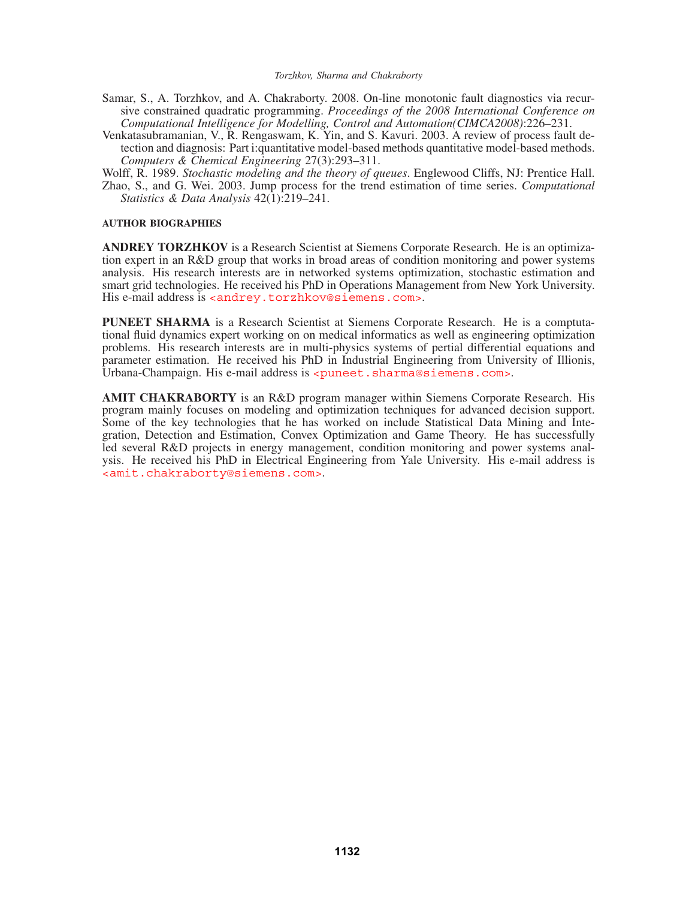Samar, S., A. Torzhkov, and A. Chakraborty. 2008. On-line monotonic fault diagnostics via recursive constrained quadratic programming. *Proceedings of the 2008 International Conference on Computational Intelligence for Modelling, Control and Automation(CIMCA2008)*:226–231.

Venkatasubramanian, V., R. Rengaswam, K. Yin, and S. Kavuri. 2003. A review of process fault detection and diagnosis: Part i:quantitative model-based methods quantitative model-based methods. *Computers & Chemical Engineering* 27(3):293–311.

Wolff, R. 1989. *Stochastic modeling and the theory of queues*. Englewood Cliffs, NJ: Prentice Hall.

Zhao, S., and G. Wei. 2003. Jump process for the trend estimation of time series. *Computational Statistics & Data Analysis* 42(1):219–241.

## AUTHOR BIOGRAPHIES

**ANDREY TORZHKOV** is a Research Scientist at Siemens Corporate Research. He is an optimization expert in an R&D group that works in broad areas of condition monitoring and power systems analysis. His research interests are in networked systems optimization, stochastic estimation and smart grid technologies. He received his PhD in Operations Management from New York University. His e-mail address is <andrey.torzhkov@siemens.com>.

**PUNEET SHARMA** is a Research Scientist at Siemens Corporate Research. He is a comptutational fluid dynamics expert working on on medical informatics as well as engineering optimization problems. His research interests are in multi-physics systems of pertial differential equations and parameter estimation. He received his PhD in Industrial Engineering from University of Illionis, Urbana-Champaign. His e-mail address is <puneet.sharma@siemens.com>.

**AMIT CHAKRABORTY** is an R&D program manager within Siemens Corporate Research. His program mainly focuses on modeling and optimization techniques for advanced decision support. Some of the key technologies that he has worked on include Statistical Data Mining and Integration, Detection and Estimation, Convex Optimization and Game Theory. He has successfully led several R&D projects in energy management, condition monitoring and power systems analysis. He received his PhD in Electrical Engineering from Yale University. His e-mail address is <amit.chakraborty@siemens.com>.